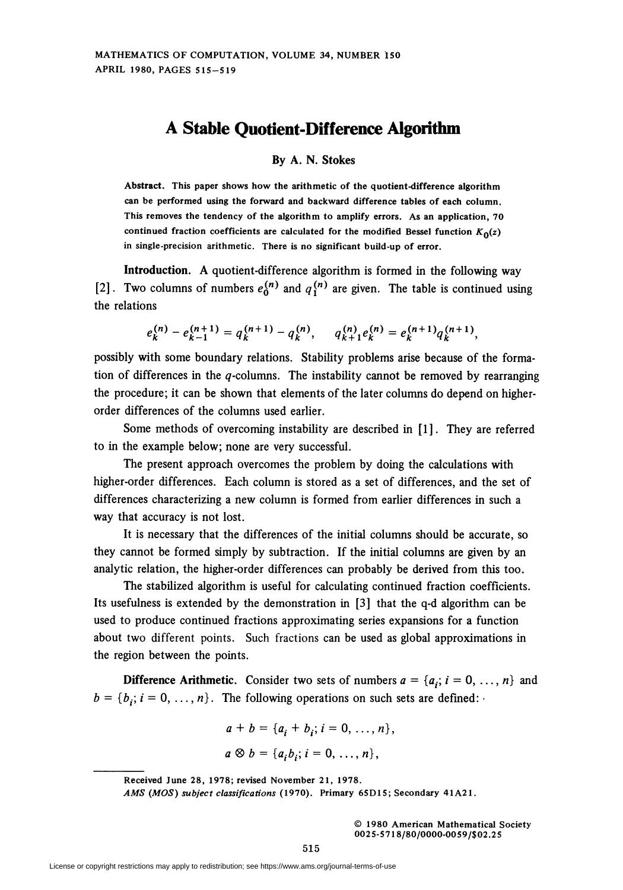# A Stable Quotient-Difference Algorithm

By A. N. Stokes

**Abstract.** This paper shows how the arithmetic of the quotient-difference algorithm can be performed using the forward and backward difference tables of each column. This removes the tendency of the algorithm to amplify errors. As an application, 70 continued fraction coefficients are calculated for the modified Bessel function $K_0(z)$ in single-precision arithmetic. There is no significant build-up of error.

**Introduction.** A quotient-difference algorithm is formed in the following way [2]. Two columns of numbers $e_0^{(n)}$ and $q_1^{(n)}$ are given. The table is continued using the relations

$$e_k^{(n)} - e_{k-1}^{(n+1)} = q_k^{(n+1)} - q_k^{(n)}, \qquad q_{k+1}^{(n)} e_k^{(n)} = e_k^{(n+1)} q_k^{(n+1)},$$

possibly with some boundary relations. Stability problems arise because of the formation of differences in the $q$-columns. The instability cannot be removed by rearranging the procedure; it can be shown that elements of the later columns do depend on higher-order differences of the columns used earlier.

Some methods of overcoming instability are described in [1]. They are referred to in the example below; none are very successful.

The present approach overcomes the problem by doing the calculations with higher-order differences. Each column is stored as a set of differences, and the set of differences characterizing a new column is formed from earlier differences in such a way that accuracy is not lost.

It is necessary that the differences of the initial columns should be accurate, so they cannot be formed simply by subtraction. If the initial columns are given by an analytic relation, the higher-order differences can probably be derived from this too.

The stabilized algorithm is useful for calculating continued fraction coefficients. Its usefulness is extended by the demonstration in [3] that the q-d algorithm can be used to produce continued fractions approximating series expansions for a function about two different points. Such fractions can be used as global approximations in the region between the points.

**Difference Arithmetic.** Consider two sets of numbers $a = \{a_i; i = 0, \ldots, n\}$ and $b = \{b_i; i = 0, \ldots, n\}$. The following operations on such sets are defined:

$$a + b = \{a_i + b_i; i = 0, \ldots, n\},$$

$$a \otimes b = \{a_i b_i; i = 0, \ldots, n\},$$

---

Received June 28, 1978; revised November 21, 1978.

*AMS (MOS) subject classifications* (1970). Primary 65D15; Secondary 41A21.

© 1980 American Mathematical Society
0025-5718/80/0000-0059/$02.25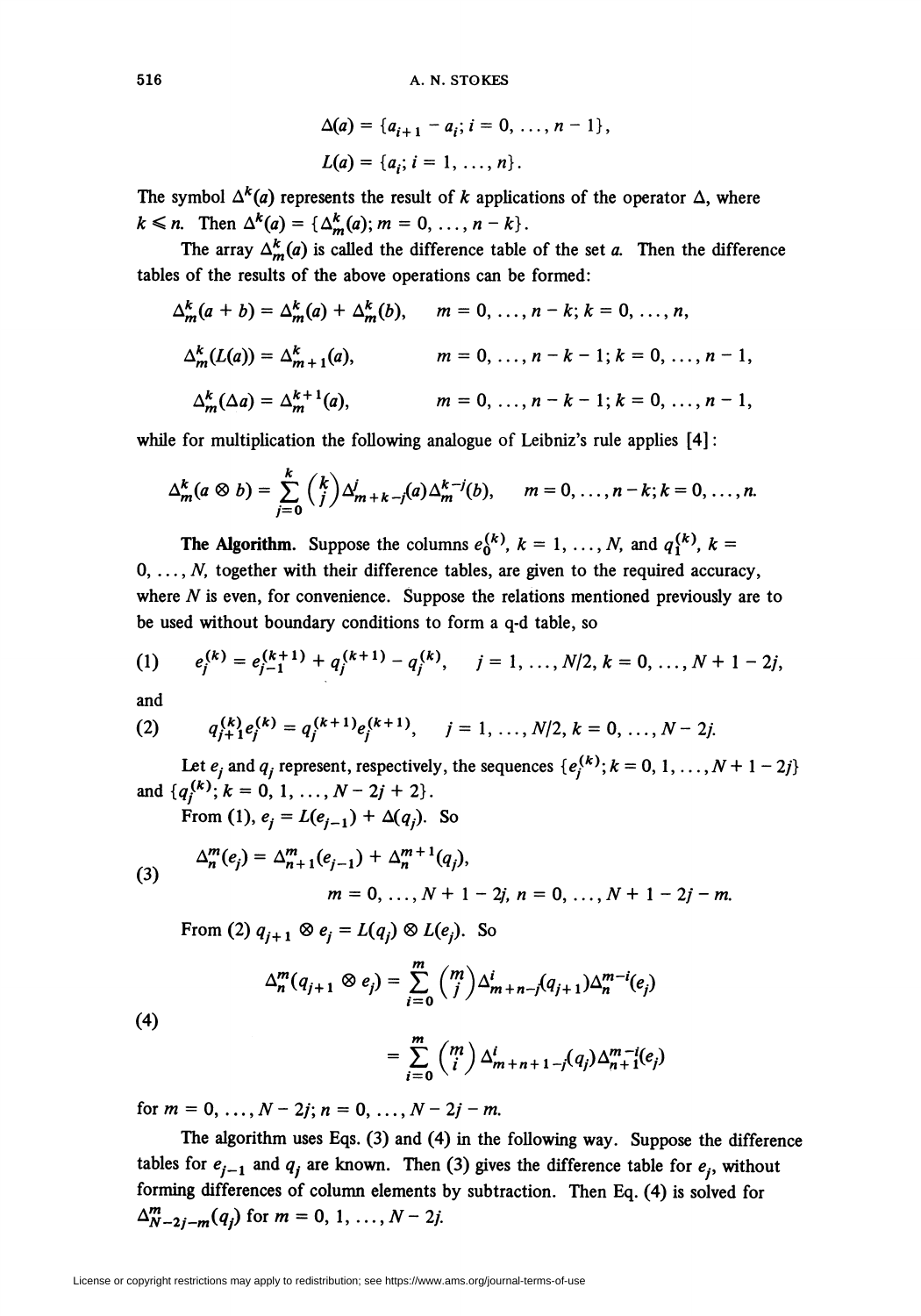$$\Delta(a) = \{a_{i+1} - a_i; i = 0, \ldots, n-1\},$$

$$L(a) = \{a_i; i = 1, \ldots, n\}.$$

The symbol $\Delta^k(a)$ represents the result of $k$ applications of the operator $\Delta$, where $k \leqslant n$. Then $\Delta^k(a) = \{\Delta^k_m(a); m = 0, \ldots, n-k\}$.

The array $\Delta^k_m(a)$ is called the difference table of the set $a$. Then the difference tables of the results of the above operations can be formed:

$$\Delta^k_m(a + b) = \Delta^k_m(a) + \Delta^k_m(b), \qquad m = 0, \ldots, n-k; k = 0, \ldots, n,$$

$$\Delta^k_m(L(a)) = \Delta^k_{m+1}(a), \qquad m = 0, \ldots, n-k-1; k = 0, \ldots, n-1,$$

$$\Delta^k_m(\Delta a) = \Delta^{k+1}_m(a), \qquad m = 0, \ldots, n-k-1; k = 0, \ldots, n-1,$$

while for multiplication the following analogue of Leibniz's rule applies [4]:

$$\Delta^k_m(a \otimes b) = \sum_{j=0}^{k} \binom{k}{j} \Delta^j_{m+k-j}(a) \Delta^{k-j}_m(b), \qquad m = 0, \ldots, n-k; k = 0, \ldots, n.$$

**The Algorithm.** Suppose the columns $e_0^{(k)}$, $k = 1, \ldots, N$, and $q_1^{(k)}$, $k = 0, \ldots, N$, together with their difference tables, are given to the required accuracy, where $N$ is even, for convenience. Suppose the relations mentioned previously are to be used without boundary conditions to form a q-d table, so

$$e_j^{(k)} = e_{j-1}^{(k+1)} + q_j^{(k+1)} - q_j^{(k)}, \qquad j = 1, \ldots, N/2, k = 0, \ldots, N + 1 - 2j, \tag{1}$$

and

$$q_{j+1}^{(k)} e_j^{(k)} = q_j^{(k+1)} e_j^{(k+1)}, \qquad j = 1, \ldots, N/2, k = 0, \ldots, N - 2j. \tag{2}$$

Let $e_j$ and $q_j$ represent, respectively, the sequences $\{e_j^{(k)}; k = 0, 1, \ldots, N + 1 - 2j\}$ and $\{q_j^{(k)}; k = 0, 1, \ldots, N - 2j + 2\}$.

From (1), $e_j = L(e_{j-1}) + \Delta(q_j)$. So

$$\Delta^m_n(e_j) = \Delta^m_{n+1}(e_{j-1}) + \Delta^{m+1}_n(q_j), \qquad m = 0, \ldots, N + 1 - 2j, n = 0, \ldots, N + 1 - 2j - m. \tag{3}$$

From (2) $q_{j+1} \otimes e_j = L(q_j) \otimes L(e_j)$. So

$$\begin{aligned} \Delta^m_n(q_{j+1} \otimes e_j) &= \sum_{i=0}^{m} \binom{m}{j} \Delta^i_{m+n-j}(q_{j+1}) \Delta^{m-i}_n(e_j) \\ &= \sum_{i=0}^{m} \binom{m}{i} \Delta^i_{m+n+1-j}(q_j) \Delta^{m-i}_{n+1}(e_j) \end{aligned} \tag{4}$$

for $m = 0, \ldots, N - 2j; n = 0, \ldots, N - 2j - m$.

The algorithm uses Eqs. (3) and (4) in the following way. Suppose the difference tables for $e_{j-1}$ and $q_j$ are known. Then (3) gives the difference table for $e_j$, without forming differences of column elements by subtraction. Then Eq. (4) is solved for $\Delta^m_{N-2j-m}(q_j)$ for $m = 0, 1, \ldots, N - 2j$.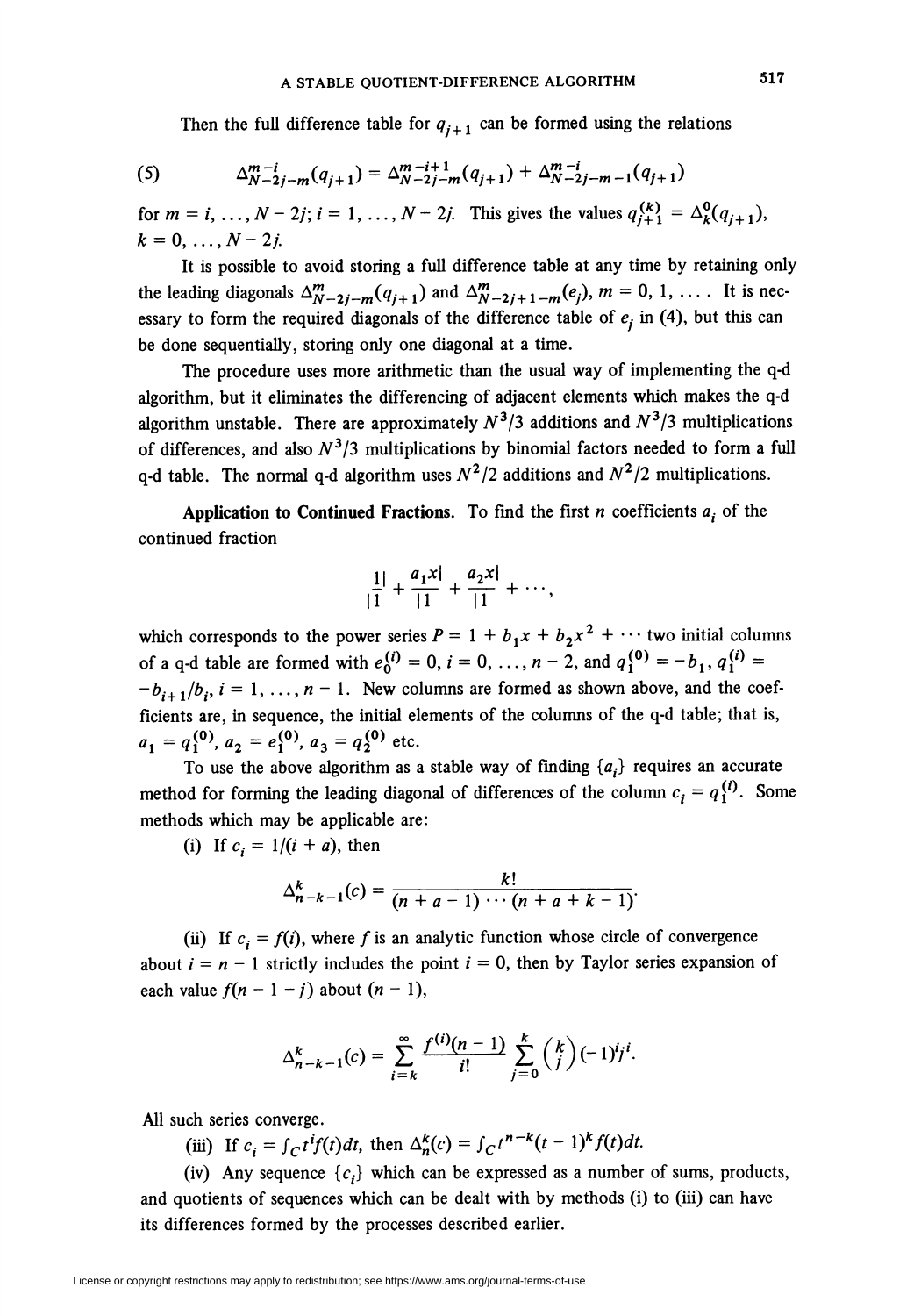Then the full difference table for $q_{j+1}$ can be formed using the relations

$$\Delta^{m-i}_{N-2j-m}(q_{j+1}) = \Delta^{m-i+1}_{N-2j-m}(q_{j+1}) + \Delta^{m-i}_{N-2j-m-1}(q_{j+1}) \tag{5}$$

for $m = i, \ldots, N - 2j$; $i = 1, \ldots, N - 2j$. This gives the values $q_{j+1}^{(k)} = \Delta_k^0(q_{j+1})$, $k = 0, \ldots, N - 2j$.

It is possible to avoid storing a full difference table at any time by retaining only the leading diagonals $\Delta^m_{N-2j-m}(q_{j+1})$ and $\Delta^m_{N-2j+1-m}(e_j)$, $m = 0, 1, \ldots$. It is necessary to form the required diagonals of the difference table of $e_j$ in (4), but this can be done sequentially, storing only one diagonal at a time.

The procedure uses more arithmetic than the usual way of implementing the q-d algorithm, but it eliminates the differencing of adjacent elements which makes the q-d algorithm unstable. There are approximately $N^3/3$ additions and $N^3/3$ multiplications of differences, and also $N^3/3$ multiplications by binomial factors needed to form a full q-d table. The normal q-d algorithm uses $N^2/2$ additions and $N^2/2$ multiplications.

**Application to Continued Fractions.** To find the first $n$ coefficients $a_i$ of the continued fraction

$$\frac{1|}{|1} + \frac{a_1 x|}{|1} + \frac{a_2 x|}{|1} + \cdots,$$

which corresponds to the power series $P = 1 + b_1 x + b_2 x^2 + \cdots$ two initial columns of a q-d table are formed with $e_0^{(i)} = 0$, $i = 0, \ldots, n - 2$, and $q_1^{(0)} = -b_1$, $q_1^{(i)} = -b_{i+1}/b_i$, $i = 1, \ldots, n - 1$. New columns are formed as shown above, and the coefficients are, in sequence, the initial elements of the columns of the q-d table; that is, $a_1 = q_1^{(0)}$, $a_2 = e_1^{(0)}$, $a_3 = q_2^{(0)}$ etc.

To use the above algorithm as a stable way of finding $\{a_i\}$ requires an accurate method for forming the leading diagonal of differences of the column $c_i = q_1^{(i)}$. Some methods which may be applicable are:

(i) If $c_i = 1/(i + a)$, then

$$\Delta^k_{n-k-1}(c) = \frac{k!}{(n + a - 1) \cdots (n + a + k - 1)}.$$

(ii) If $c_i = f(i)$, where $f$ is an analytic function whose circle of convergence about $i = n - 1$ strictly includes the point $i = 0$, then by Taylor series expansion of each value $f(n - 1 - j)$ about $(n - 1)$,

$$\Delta^k_{n-k-1}(c) = \sum_{i=k}^{\infty} \frac{f^{(i)}(n-1)}{i!} \sum_{j=0}^{k} \binom{k}{j} (-1)^i j^i.$$

All such series converge.

(iii) If $c_i = \int_C t^i f(t)dt$, then $\Delta^k_n(c) = \int_C t^{n-k}(t - 1)^k f(t)dt$.

(iv) Any sequence $\{c_i\}$ which can be expressed as a number of sums, products, and quotients of sequences which can be dealt with by methods (i) to (iii) can have its differences formed by the processes described earlier.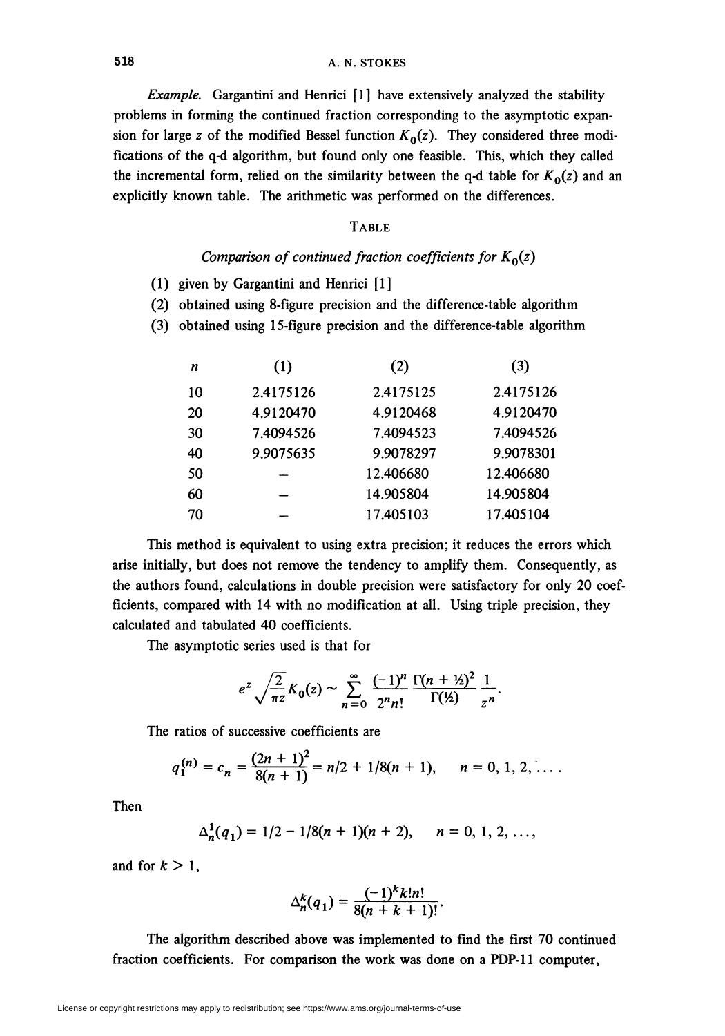*Example.* Gargantini and Henrici [1] have extensively analyzed the stability problems in forming the continued fraction corresponding to the asymptotic expansion for large $z$ of the modified Bessel function $K_0(z)$. They considered three modifications of the q-d algorithm, but found only one feasible. This, which they called the incremental form, relied on the similarity between the q-d table for $K_0(z)$ and an explicitly known table. The arithmetic was performed on the differences.

TABLE

*Comparison of continued fraction coefficients for $K_0(z)$*

(1) given by Gargantini and Henrici [1]
(2) obtained using 8-figure precision and the difference-table algorithm
(3) obtained using 15-figure precision and the difference-table algorithm

| $n$ | (1) | (2) | (3) |
|---|---|---|---|
| 10 | 2.4175126 | 2.4175125 | 2.4175126 |
| 20 | 4.9120470 | 4.9120468 | 4.9120470 |
| 30 | 7.4094526 | 7.4094523 | 7.4094526 |
| 40 | 9.9075635 | 9.9078297 | 9.9078301 |
| 50 | – | 12.406680 | 12.406680 |
| 60 | – | 14.905804 | 14.905804 |
| 70 | – | 17.405103 | 17.405104 |

This method is equivalent to using extra precision; it reduces the errors which arise initially, but does not remove the tendency to amplify them. Consequently, as the authors found, calculations in double precision were satisfactory for only 20 coefficients, compared with 14 with no modification at all. Using triple precision, they calculated and tabulated 40 coefficients.

The asymptotic series used is that for

$$e^z \sqrt{\frac{2}{\pi z}} K_0(z) \sim \sum_{n=0}^{\infty} \frac{(-1)^n}{2^n n!} \frac{\Gamma(n + \frac{1}{2})^2}{\Gamma(\frac{1}{2})} \frac{1}{z^n}.$$

The ratios of successive coefficients are

$$q_1^{(n)} = c_n = \frac{(2n+1)^2}{8(n+1)} = n/2 + 1/8(n+1), \qquad n = 0, 1, 2, \ldots.$$

Then

$$\Delta_n^1(q_1) = 1/2 - 1/8(n+1)(n+2), \qquad n = 0, 1, 2, \ldots,$$

and for $k > 1$,

$$\Delta_n^k(q_1) = \frac{(-1)^k k! n!}{8(n+k+1)!}.$$

The algorithm described above was implemented to find the first 70 continued fraction coefficients. For comparison the work was done on a PDP-11 computer,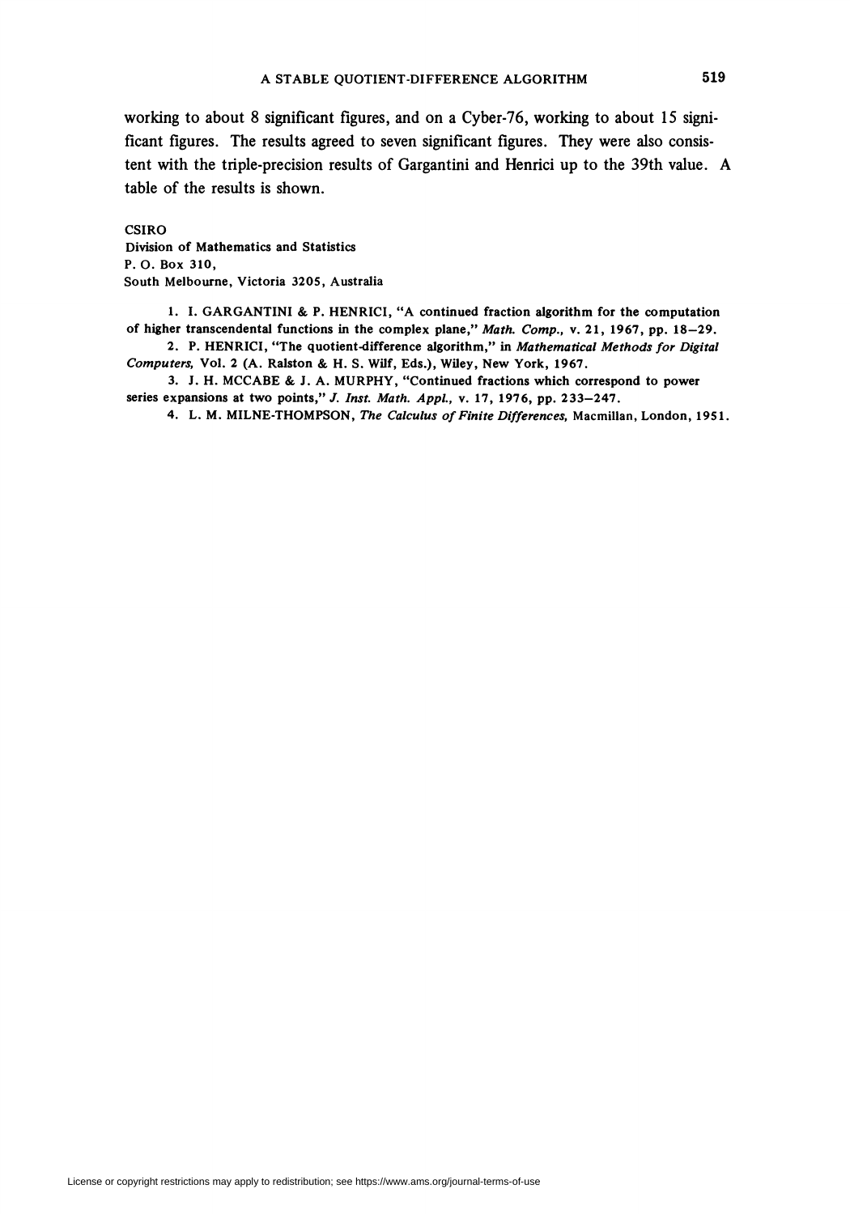working to about 8 significant figures, and on a Cyber-76, working to about 15 significant figures. The results agreed to seven significant figures. They were also consistent with the triple-precision results of Gargantini and Henrici up to the 39th value. A table of the results is shown.

CSIRO
Division of Mathematics and Statistics
P. O. Box 310,
South Melbourne, Victoria 3205, Australia

1. I. GARGANTINI & P. HENRICI, "A continued fraction algorithm for the computation of higher transcendental functions in the complex plane," *Math. Comp.*, v. 21, 1967, pp. 18–29.

2. P. HENRICI, "The quotient-difference algorithm," in *Mathematical Methods for Digital Computers*, Vol. 2 (A. Ralston & H. S. Wilf, Eds.), Wiley, New York, 1967.

3. J. H. MCCABE & J. A. MURPHY, "Continued fractions which correspond to power series expansions at two points," *J. Inst. Math. Appl.*, v. 17, 1976, pp. 233–247.

4. L. M. MILNE-THOMPSON, *The Calculus of Finite Differences*, Macmillan, London, 1951.